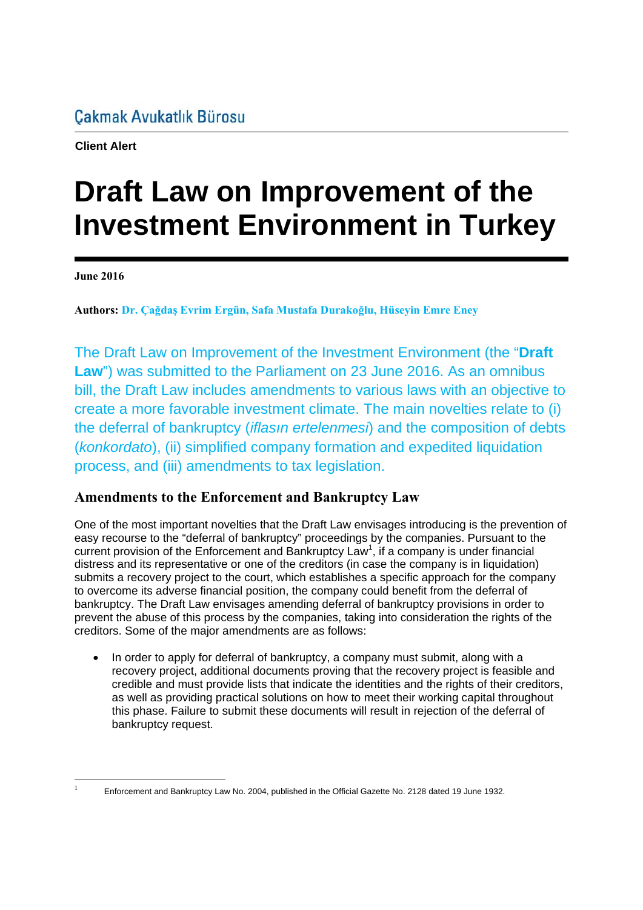Çakmak Avukatlık Bürosu

**Client Alert**

# Draft Law on Improvement of the Investment Environment in Turkey

**June 2016**

**Authors: Dr. Çağdaş Evrim Ergün, Safa Mustafa Durakoğlu, Hüseyin Emre Eney**

The Draft Law on Improvement of the Investment Environment (the "**Draft Law**") was submitted to the Parliament on 23 June 2016. As an omnibus bill, the Draft Law includes amendments to various laws with an objective to create a more favorable investment climate. The main novelties relate to (i) the deferral of bankruptcy (*iflasın ertelenmesi*) and the composition of debts (*konkordato*), (ii) simplified company formation and expedited liquidation process, and (iii) amendments to tax legislation.

## Amendments to the Enforcement and Bankruptcy Law

One of the most important novelties that the Draft Law envisages introducing is the prevention of easy recourse to the "deferral of bankruptcy" proceedings by the companies. Pursuant to the current provision of the Enforcement and Bankruptcy Law[1], if a company is under financial distress and its representative or one of the creditors (in case the company is in liquidation) submits a recovery project to the court, which establishes a specific approach for the company to overcome its adverse financial position, the company could benefit from the deferral of bankruptcy. The Draft Law envisages amending deferral of bankruptcy provisions in order to prevent the abuse of this process by the companies, taking into consideration the rights of the creditors. Some of the major amendments are as follows:

- In order to apply for deferral of bankruptcy, a company must submit, along with a recovery project, additional documents proving that the recovery project is feasible and credible and must provide lists that indicate the identities and the rights of their creditors, as well as providing practical solutions on how to meet their working capital throughout this phase. Failure to submit these documents will result in rejection of the deferral of bankruptcy request.

---

[1] Enforcement and Bankruptcy Law No. 2004, published in the Official Gazette No. 2128 dated 19 June 1932.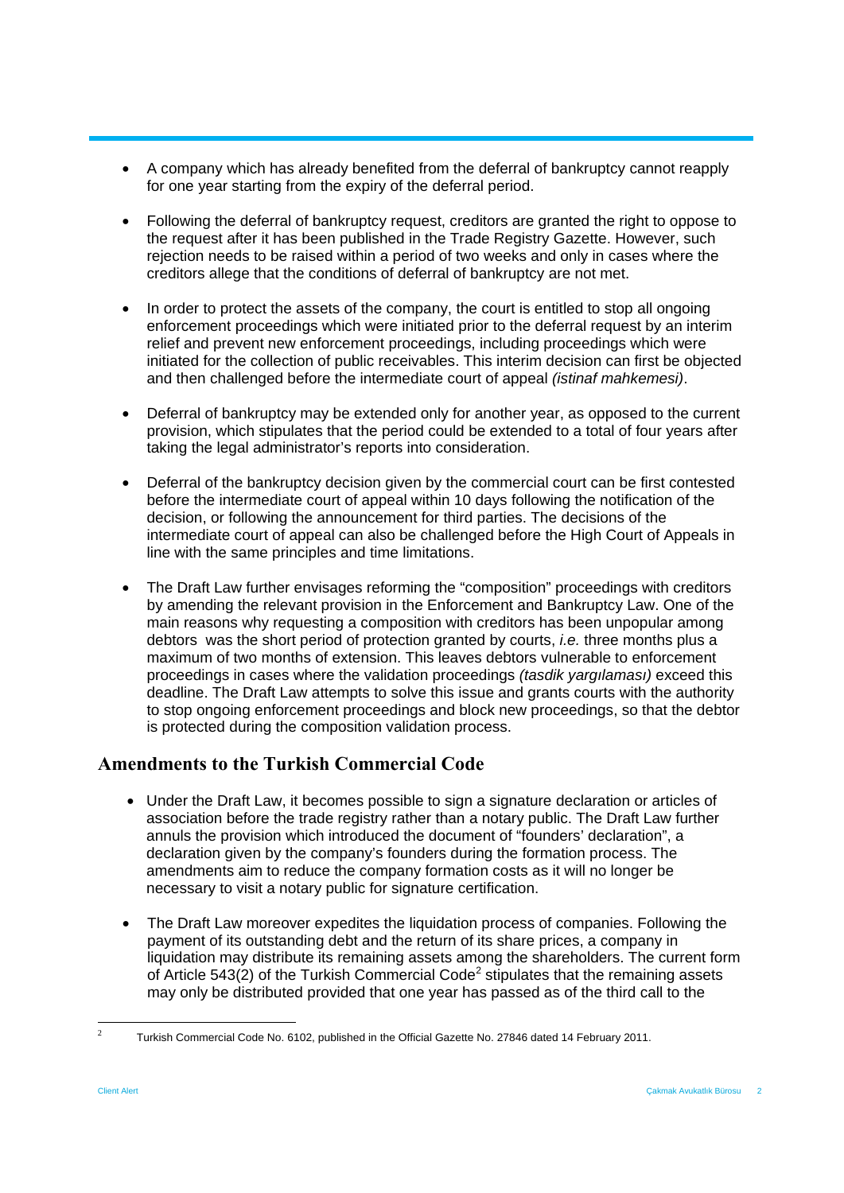- A company which has already benefited from the deferral of bankruptcy cannot reapply for one year starting from the expiry of the deferral period.

- Following the deferral of bankruptcy request, creditors are granted the right to oppose to the request after it has been published in the Trade Registry Gazette. However, such rejection needs to be raised within a period of two weeks and only in cases where the creditors allege that the conditions of deferral of bankruptcy are not met.

- In order to protect the assets of the company, the court is entitled to stop all ongoing enforcement proceedings which were initiated prior to the deferral request by an interim relief and prevent new enforcement proceedings, including proceedings which were initiated for the collection of public receivables. This interim decision can first be objected and then challenged before the intermediate court of appeal *(istinaf mahkemesi)*.

- Deferral of bankruptcy may be extended only for another year, as opposed to the current provision, which stipulates that the period could be extended to a total of four years after taking the legal administrator's reports into consideration.

- Deferral of the bankruptcy decision given by the commercial court can be first contested before the intermediate court of appeal within 10 days following the notification of the decision, or following the announcement for third parties. The decisions of the intermediate court of appeal can also be challenged before the High Court of Appeals in line with the same principles and time limitations.

- The Draft Law further envisages reforming the "composition" proceedings with creditors by amending the relevant provision in the Enforcement and Bankruptcy Law. One of the main reasons why requesting a composition with creditors has been unpopular among debtors was the short period of protection granted by courts, *i.e.* three months plus a maximum of two months of extension. This leaves debtors vulnerable to enforcement proceedings in cases where the validation proceedings *(tasdik yargılaması)* exceed this deadline. The Draft Law attempts to solve this issue and grants courts with the authority to stop ongoing enforcement proceedings and block new proceedings, so that the debtor is protected during the composition validation process.

## Amendments to the Turkish Commercial Code

- Under the Draft Law, it becomes possible to sign a signature declaration or articles of association before the trade registry rather than a notary public. The Draft Law further annuls the provision which introduced the document of "founders' declaration", a declaration given by the company's founders during the formation process. The amendments aim to reduce the company formation costs as it will no longer be necessary to visit a notary public for signature certification.

- The Draft Law moreover expedites the liquidation process of companies. Following the payment of its outstanding debt and the return of its share prices, a company in liquidation may distribute its remaining assets among the shareholders. The current form of Article 543(2) of the Turkish Commercial Code[2] stipulates that the remaining assets may only be distributed provided that one year has passed as of the third call to the

[2] Turkish Commercial Code No. 6102, published in the Official Gazette No. 27846 dated 14 February 2011.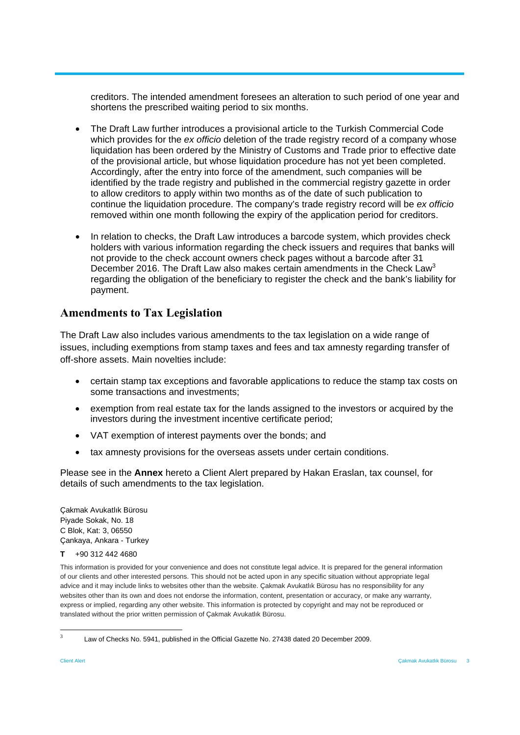creditors. The intended amendment foresees an alteration to such period of one year and shortens the prescribed waiting period to six months.

- The Draft Law further introduces a provisional article to the Turkish Commercial Code which provides for the *ex officio* deletion of the trade registry record of a company whose liquidation has been ordered by the Ministry of Customs and Trade prior to effective date of the provisional article, but whose liquidation procedure has not yet been completed. Accordingly, after the entry into force of the amendment, such companies will be identified by the trade registry and published in the commercial registry gazette in order to allow creditors to apply within two months as of the date of such publication to continue the liquidation procedure. The company's trade registry record will be *ex officio* removed within one month following the expiry of the application period for creditors.

- In relation to checks, the Draft Law introduces a barcode system, which provides check holders with various information regarding the check issuers and requires that banks will not provide to the check account owners check pages without a barcode after 31 December 2016. The Draft Law also makes certain amendments in the Check Law[3] regarding the obligation of the beneficiary to register the check and the bank's liability for payment.

## Amendments to Tax Legislation

The Draft Law also includes various amendments to the tax legislation on a wide range of issues, including exemptions from stamp taxes and fees and tax amnesty regarding transfer of off-shore assets. Main novelties include:

- certain stamp tax exceptions and favorable applications to reduce the stamp tax costs on some transactions and investments;
- exemption from real estate tax for the lands assigned to the investors or acquired by the investors during the investment incentive certificate period;
- VAT exemption of interest payments over the bonds; and
- tax amnesty provisions for the overseas assets under certain conditions.

Please see in the **Annex** hereto a Client Alert prepared by Hakan Eraslan, tax counsel, for details of such amendments to the tax legislation.

Çakmak Avukatlık Bürosu
Piyade Sokak, No. 18
C Blok, Kat: 3, 06550
Çankaya, Ankara - Turkey

**T** +90 312 442 4680

This information is provided for your convenience and does not constitute legal advice. It is prepared for the general information of our clients and other interested persons. This should not be acted upon in any specific situation without appropriate legal advice and it may include links to websites other than the website. Çakmak Avukatlık Bürosu has no responsibility for any websites other than its own and does not endorse the information, content, presentation or accuracy, or make any warranty, express or implied, regarding any other website. This information is protected by copyright and may not be reproduced or translated without the prior written permission of Çakmak Avukatlık Bürosu.

[3] Law of Checks No. 5941, published in the Official Gazette No. 27438 dated 20 December 2009.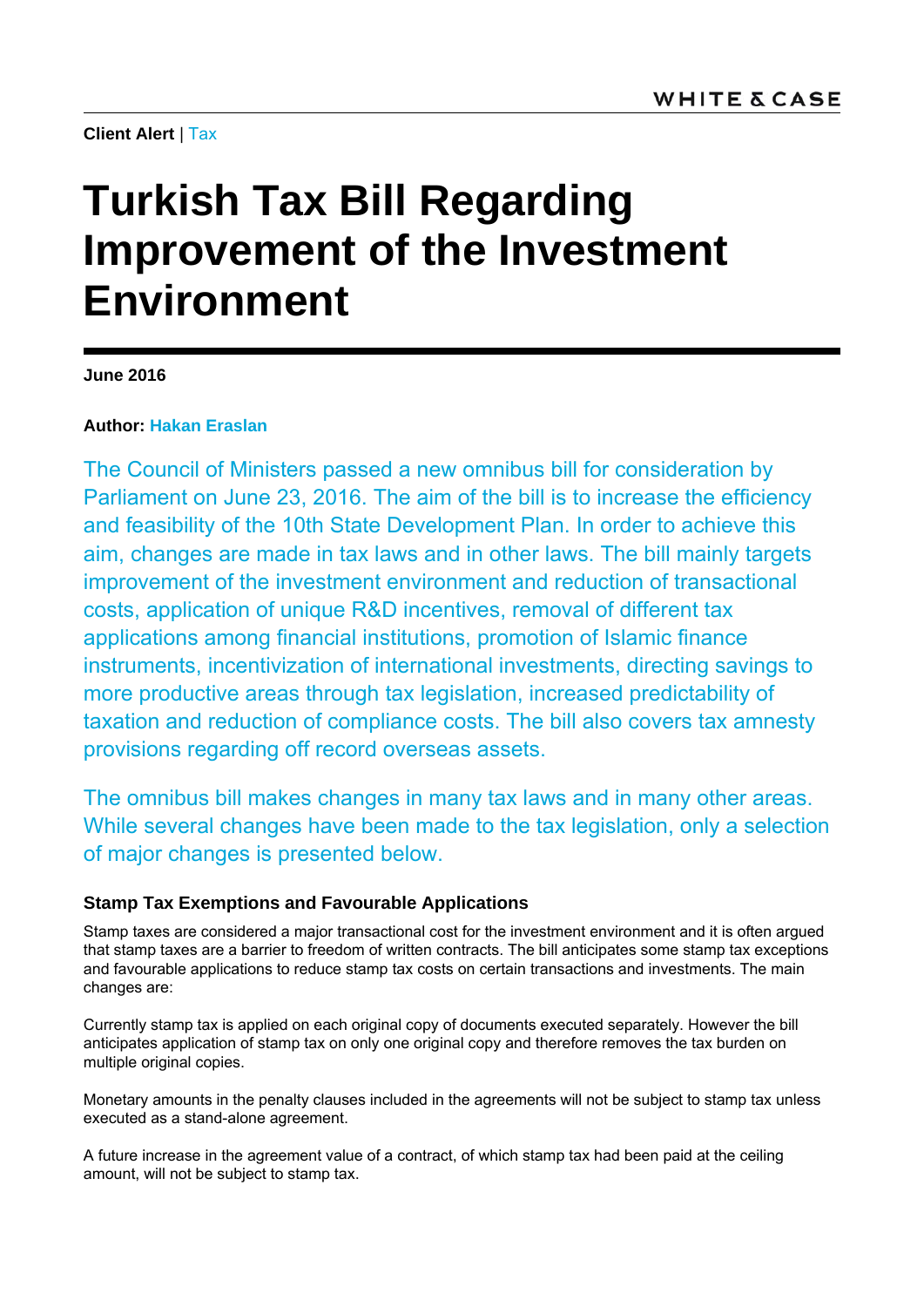**Client Alert** | Tax

# Turkish Tax Bill Regarding Improvement of the Investment Environment

**June 2016**

**Author: Hakan Eraslan**

The Council of Ministers passed a new omnibus bill for consideration by Parliament on June 23, 2016. The aim of the bill is to increase the efficiency and feasibility of the 10th State Development Plan. In order to achieve this aim, changes are made in tax laws and in other laws. The bill mainly targets improvement of the investment environment and reduction of transactional costs, application of unique R&D incentives, removal of different tax applications among financial institutions, promotion of Islamic finance instruments, incentivization of international investments, directing savings to more productive areas through tax legislation, increased predictability of taxation and reduction of compliance costs. The bill also covers tax amnesty provisions regarding off record overseas assets.

The omnibus bill makes changes in many tax laws and in many other areas. While several changes have been made to the tax legislation, only a selection of major changes is presented below.

### Stamp Tax Exemptions and Favourable Applications

Stamp taxes are considered a major transactional cost for the investment environment and it is often argued that stamp taxes are a barrier to freedom of written contracts. The bill anticipates some stamp tax exceptions and favourable applications to reduce stamp tax costs on certain transactions and investments. The main changes are:

Currently stamp tax is applied on each original copy of documents executed separately. However the bill anticipates application of stamp tax on only one original copy and therefore removes the tax burden on multiple original copies.

Monetary amounts in the penalty clauses included in the agreements will not be subject to stamp tax unless executed as a stand-alone agreement.

A future increase in the agreement value of a contract, of which stamp tax had been paid at the ceiling amount, will not be subject to stamp tax.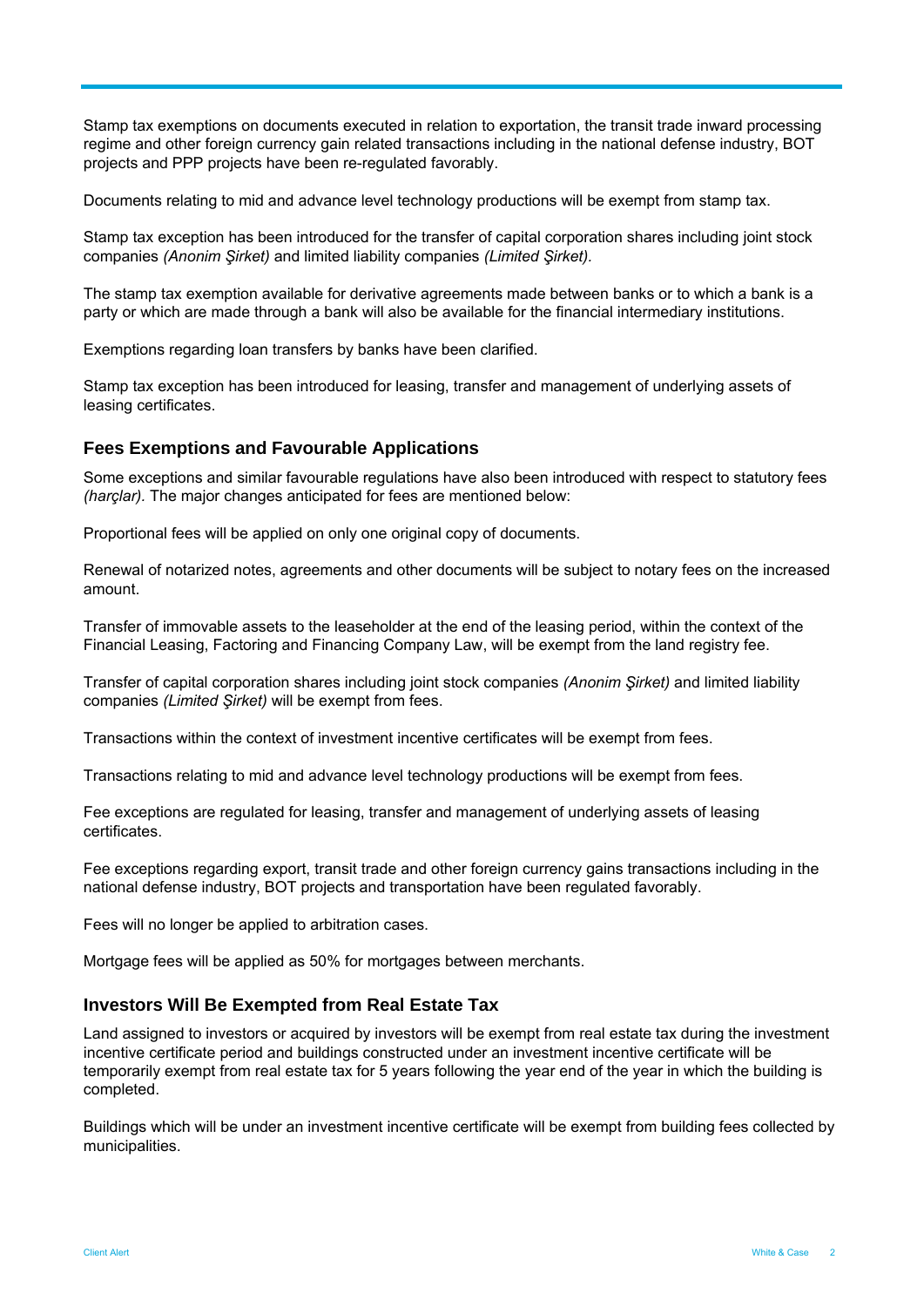Stamp tax exemptions on documents executed in relation to exportation, the transit trade inward processing regime and other foreign currency gain related transactions including in the national defense industry, BOT projects and PPP projects have been re-regulated favorably.

Documents relating to mid and advance level technology productions will be exempt from stamp tax.

Stamp tax exception has been introduced for the transfer of capital corporation shares including joint stock companies *(Anonim Şirket)* and limited liability companies *(Limited Şirket).*

The stamp tax exemption available for derivative agreements made between banks or to which a bank is a party or which are made through a bank will also be available for the financial intermediary institutions.

Exemptions regarding loan transfers by banks have been clarified.

Stamp tax exception has been introduced for leasing, transfer and management of underlying assets of leasing certificates.

### Fees Exemptions and Favourable Applications

Some exceptions and similar favourable regulations have also been introduced with respect to statutory fees *(harçlar).* The major changes anticipated for fees are mentioned below:

Proportional fees will be applied on only one original copy of documents.

Renewal of notarized notes, agreements and other documents will be subject to notary fees on the increased amount.

Transfer of immovable assets to the leaseholder at the end of the leasing period, within the context of the Financial Leasing, Factoring and Financing Company Law, will be exempt from the land registry fee.

Transfer of capital corporation shares including joint stock companies *(Anonim Şirket)* and limited liability companies *(Limited Şirket)* will be exempt from fees.

Transactions within the context of investment incentive certificates will be exempt from fees.

Transactions relating to mid and advance level technology productions will be exempt from fees.

Fee exceptions are regulated for leasing, transfer and management of underlying assets of leasing certificates.

Fee exceptions regarding export, transit trade and other foreign currency gains transactions including in the national defense industry, BOT projects and transportation have been regulated favorably.

Fees will no longer be applied to arbitration cases.

Mortgage fees will be applied as 50% for mortgages between merchants.

### Investors Will Be Exempted from Real Estate Tax

Land assigned to investors or acquired by investors will be exempt from real estate tax during the investment incentive certificate period and buildings constructed under an investment incentive certificate will be temporarily exempt from real estate tax for 5 years following the year end of the year in which the building is completed.

Buildings which will be under an investment incentive certificate will be exempt from building fees collected by municipalities.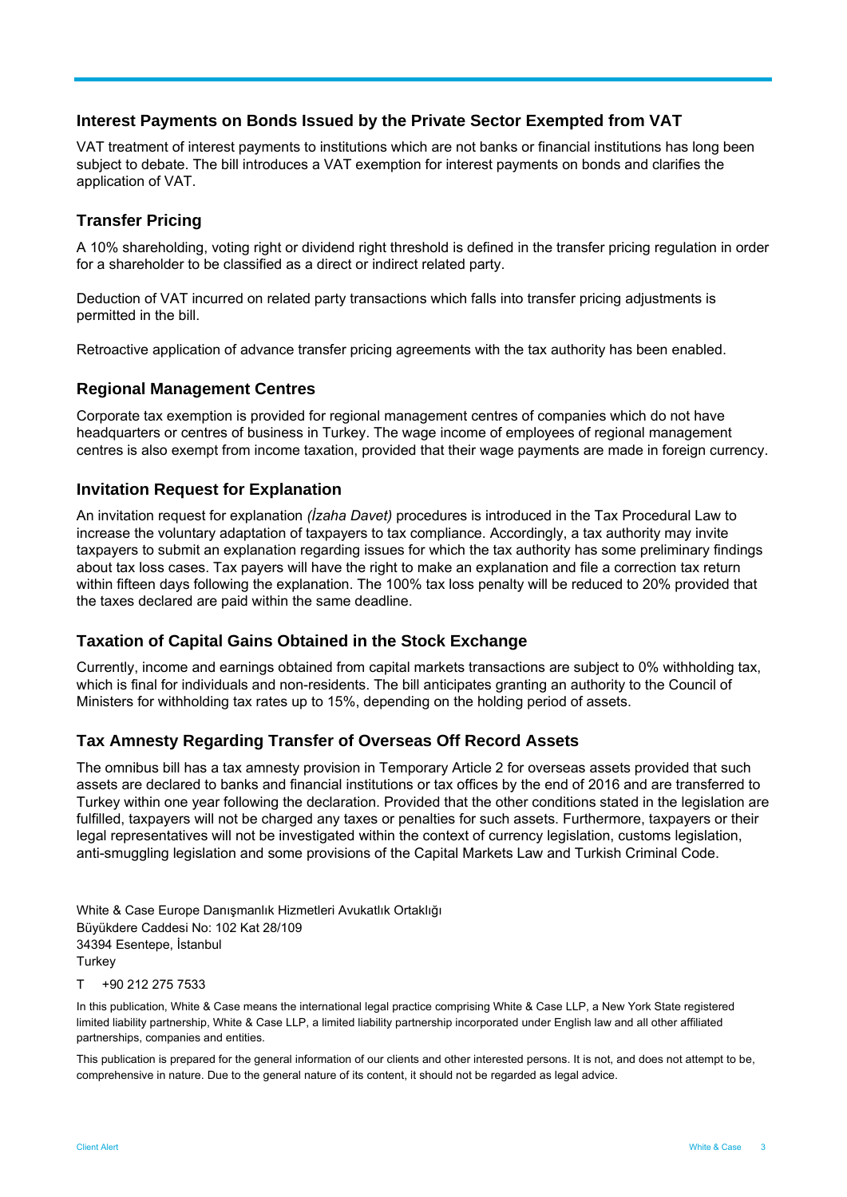### Interest Payments on Bonds Issued by the Private Sector Exempted from VAT

VAT treatment of interest payments to institutions which are not banks or financial institutions has long been subject to debate. The bill introduces a VAT exemption for interest payments on bonds and clarifies the application of VAT.

### Transfer Pricing

A 10% shareholding, voting right or dividend right threshold is defined in the transfer pricing regulation in order for a shareholder to be classified as a direct or indirect related party.

Deduction of VAT incurred on related party transactions which falls into transfer pricing adjustments is permitted in the bill.

Retroactive application of advance transfer pricing agreements with the tax authority has been enabled.

### Regional Management Centres

Corporate tax exemption is provided for regional management centres of companies which do not have headquarters or centres of business in Turkey. The wage income of employees of regional management centres is also exempt from income taxation, provided that their wage payments are made in foreign currency.

### Invitation Request for Explanation

An invitation request for explanation *(İzaha Davet)* procedures is introduced in the Tax Procedural Law to increase the voluntary adaptation of taxpayers to tax compliance. Accordingly, a tax authority may invite taxpayers to submit an explanation regarding issues for which the tax authority has some preliminary findings about tax loss cases. Tax payers will have the right to make an explanation and file a correction tax return within fifteen days following the explanation. The 100% tax loss penalty will be reduced to 20% provided that the taxes declared are paid within the same deadline.

### Taxation of Capital Gains Obtained in the Stock Exchange

Currently, income and earnings obtained from capital markets transactions are subject to 0% withholding tax, which is final for individuals and non-residents. The bill anticipates granting an authority to the Council of Ministers for withholding tax rates up to 15%, depending on the holding period of assets.

### Tax Amnesty Regarding Transfer of Overseas Off Record Assets

The omnibus bill has a tax amnesty provision in Temporary Article 2 for overseas assets provided that such assets are declared to banks and financial institutions or tax offices by the end of 2016 and are transferred to Turkey within one year following the declaration. Provided that the other conditions stated in the legislation are fulfilled, taxpayers will not be charged any taxes or penalties for such assets. Furthermore, taxpayers or their legal representatives will not be investigated within the context of currency legislation, customs legislation, anti-smuggling legislation and some provisions of the Capital Markets Law and Turkish Criminal Code.

White & Case Europe Danışmanlık Hizmetleri Avukatlık Ortaklığı
Büyükdere Caddesi No: 102 Kat 28/109
34394 Esentepe, İstanbul
Turkey

T +90 212 275 7533

In this publication, White & Case means the international legal practice comprising White & Case LLP, a New York State registered limited liability partnership, White & Case LLP, a limited liability partnership incorporated under English law and all other affiliated partnerships, companies and entities.

This publication is prepared for the general information of our clients and other interested persons. It is not, and does not attempt to be, comprehensive in nature. Due to the general nature of its content, it should not be regarded as legal advice.